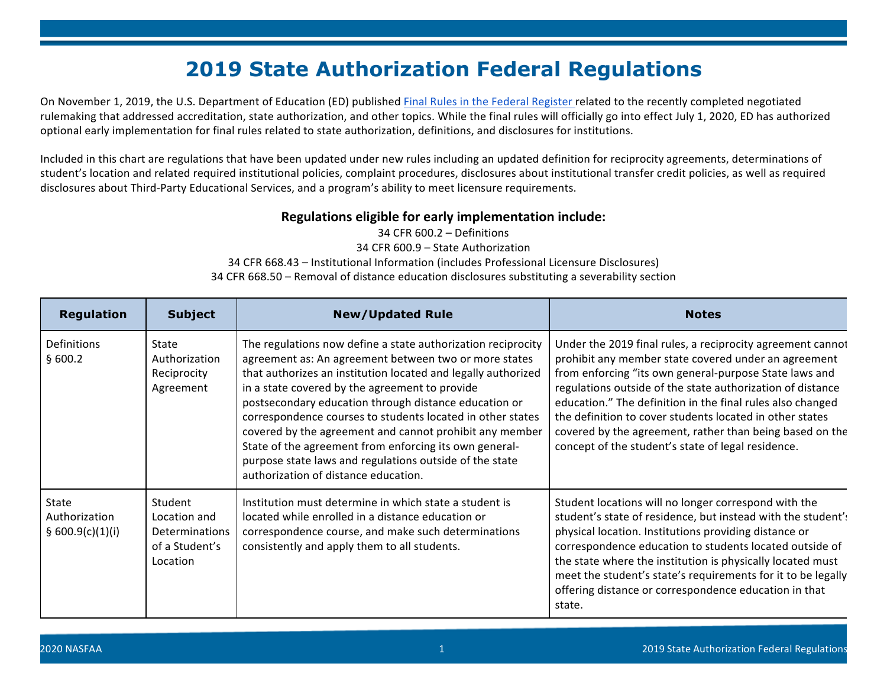# 2019 State Authorization Federal Regulations

On November 1, 2019, the U.S. Department of Education (ED) published Final Rules in the Federal Register related to the recently completed negotiated rulemaking that addressed accreditation, state authorization, and other topics. While the final rules will officially go into effect July 1, 2020, ED has authorized optional early implementation for final rules related to state authorization, definitions, and disclosures for institutions.

Included in this chart are regulations that have been updated under new rules including an updated definition for reciprocity agreements, determinations of student's location and related required institutional policies, complaint procedures, disclosures about institutional transfer credit policies, as well as required disclosures about Third-Party Educational Services, and a program's ability to meet licensure requirements.

**Regulations eligible for early implementation include:**

34 CFR 600.2 – Definitions
34 CFR 600.9 – State Authorization
34 CFR 668.43 – Institutional Information (includes Professional Licensure Disclosures)
34 CFR 668.50 – Removal of distance education disclosures substituting a severability section

| Regulation | Subject | New/Updated Rule | Notes |
|---|---|---|---|
| Definitions § 600.2 | State Authorization Reciprocity Agreement | The regulations now define a state authorization reciprocity agreement as: An agreement between two or more states that authorizes an institution located and legally authorized in a state covered by the agreement to provide postsecondary education through distance education or correspondence courses to students located in other states covered by the agreement and cannot prohibit any member State of the agreement from enforcing its own general-purpose state laws and regulations outside of the state authorization of distance education. | Under the 2019 final rules, a reciprocity agreement cannot prohibit any member state covered under an agreement from enforcing "its own general-purpose State laws and regulations outside of the state authorization of distance education." The definition in the final rules also changed the definition to cover students located in other states covered by the agreement, rather than being based on the concept of the student's state of legal residence. |
| State Authorization § 600.9(c)(1)(i) | Student Location and Determinations of a Student's Location | Institution must determine in which state a student is located while enrolled in a distance education or correspondence course, and make such determinations consistently and apply them to all students. | Student locations will no longer correspond with the student's state of residence, but instead with the student's physical location. Institutions providing distance or correspondence education to students located outside of the state where the institution is physically located must meet the student's state's requirements for it to be legally offering distance or correspondence education in that state. |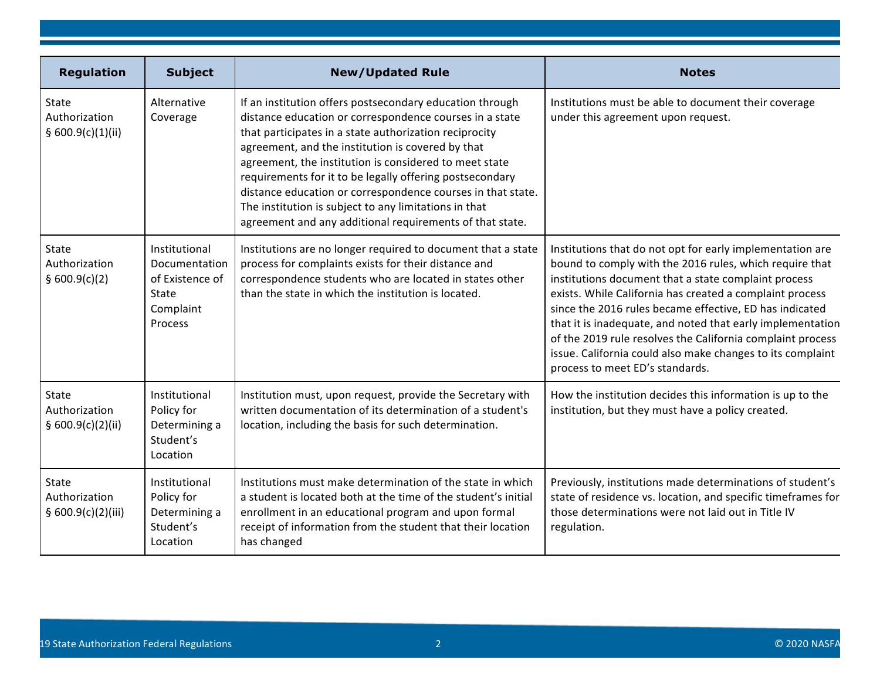| Regulation | Subject | New/Updated Rule | Notes |
|---|---|---|---|
| State Authorization § 600.9(c)(1)(ii) | Alternative Coverage | If an institution offers postsecondary education through distance education or correspondence courses in a state that participates in a state authorization reciprocity agreement, and the institution is covered by that agreement, the institution is considered to meet state requirements for it to be legally offering postsecondary distance education or correspondence courses in that state. The institution is subject to any limitations in that agreement and any additional requirements of that state. | Institutions must be able to document their coverage under this agreement upon request. |
| State Authorization § 600.9(c)(2) | Institutional Documentation of Existence of State Complaint Process | Institutions are no longer required to document that a state process for complaints exists for their distance and correspondence students who are located in states other than the state in which the institution is located. | Institutions that do not opt for early implementation are bound to comply with the 2016 rules, which require that institutions document that a state complaint process exists. While California has created a complaint process since the 2016 rules became effective, ED has indicated that it is inadequate, and noted that early implementation of the 2019 rule resolves the California complaint process issue. California could also make changes to its complaint process to meet ED's standards. |
| State Authorization § 600.9(c)(2)(ii) | Institutional Policy for Determining a Student's Location | Institution must, upon request, provide the Secretary with written documentation of its determination of a student's location, including the basis for such determination. | How the institution decides this information is up to the institution, but they must have a policy created. |
| State Authorization § 600.9(c)(2)(iii) | Institutional Policy for Determining a Student's Location | Institutions must make determination of the state in which a student is located both at the time of the student's initial enrollment in an educational program and upon formal receipt of information from the student that their location has changed | Previously, institutions made determinations of student's state of residence vs. location, and specific timeframes for those determinations were not laid out in Title IV regulation. |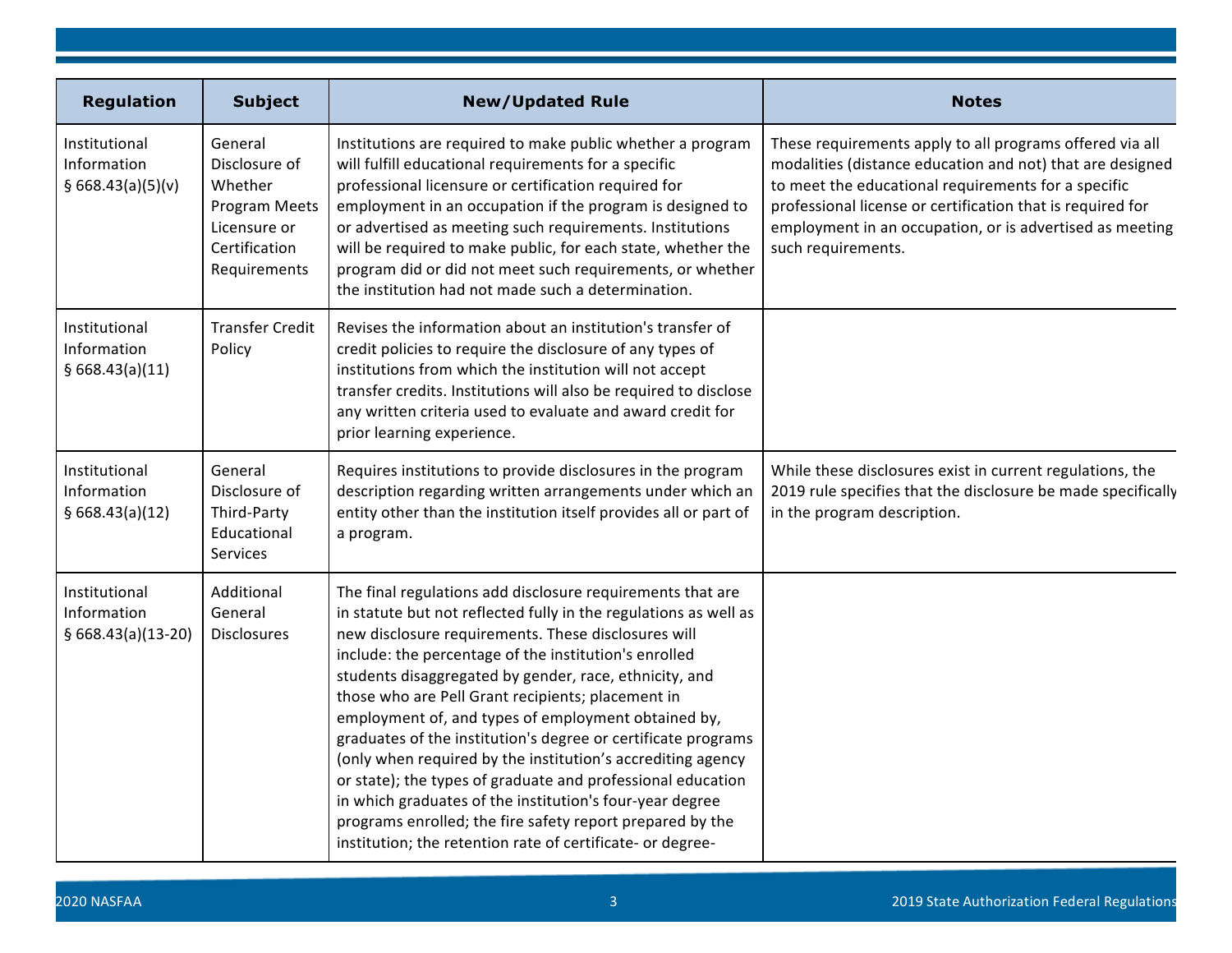| Regulation | Subject | New/Updated Rule | Notes |
|---|---|---|---|
| Institutional Information § 668.43(a)(5)(v) | General Disclosure of Whether Program Meets Licensure or Certification Requirements | Institutions are required to make public whether a program will fulfill educational requirements for a specific professional licensure or certification required for employment in an occupation if the program is designed to or advertised as meeting such requirements. Institutions will be required to make public, for each state, whether the program did or did not meet such requirements, or whether the institution had not made such a determination. | These requirements apply to all programs offered via all modalities (distance education and not) that are designed to meet the educational requirements for a specific professional license or certification that is required for employment in an occupation, or is advertised as meeting such requirements. |
| Institutional Information § 668.43(a)(11) | Transfer Credit Policy | Revises the information about an institution's transfer of credit policies to require the disclosure of any types of institutions from which the institution will not accept transfer credits. Institutions will also be required to disclose any written criteria used to evaluate and award credit for prior learning experience. | |
| Institutional Information § 668.43(a)(12) | General Disclosure of Third-Party Educational Services | Requires institutions to provide disclosures in the program description regarding written arrangements under which an entity other than the institution itself provides all or part of a program. | While these disclosures exist in current regulations, the 2019 rule specifies that the disclosure be made specifically in the program description. |
| Institutional Information § 668.43(a)(13-20) | Additional General Disclosures | The final regulations add disclosure requirements that are in statute but not reflected fully in the regulations as well as new disclosure requirements. These disclosures will include: the percentage of the institution's enrolled students disaggregated by gender, race, ethnicity, and those who are Pell Grant recipients; placement in employment of, and types of employment obtained by, graduates of the institution's degree or certificate programs (only when required by the institution's accrediting agency or state); the types of graduate and professional education in which graduates of the institution's four-year degree programs enrolled; the fire safety report prepared by the institution; the retention rate of certificate- or degree- | |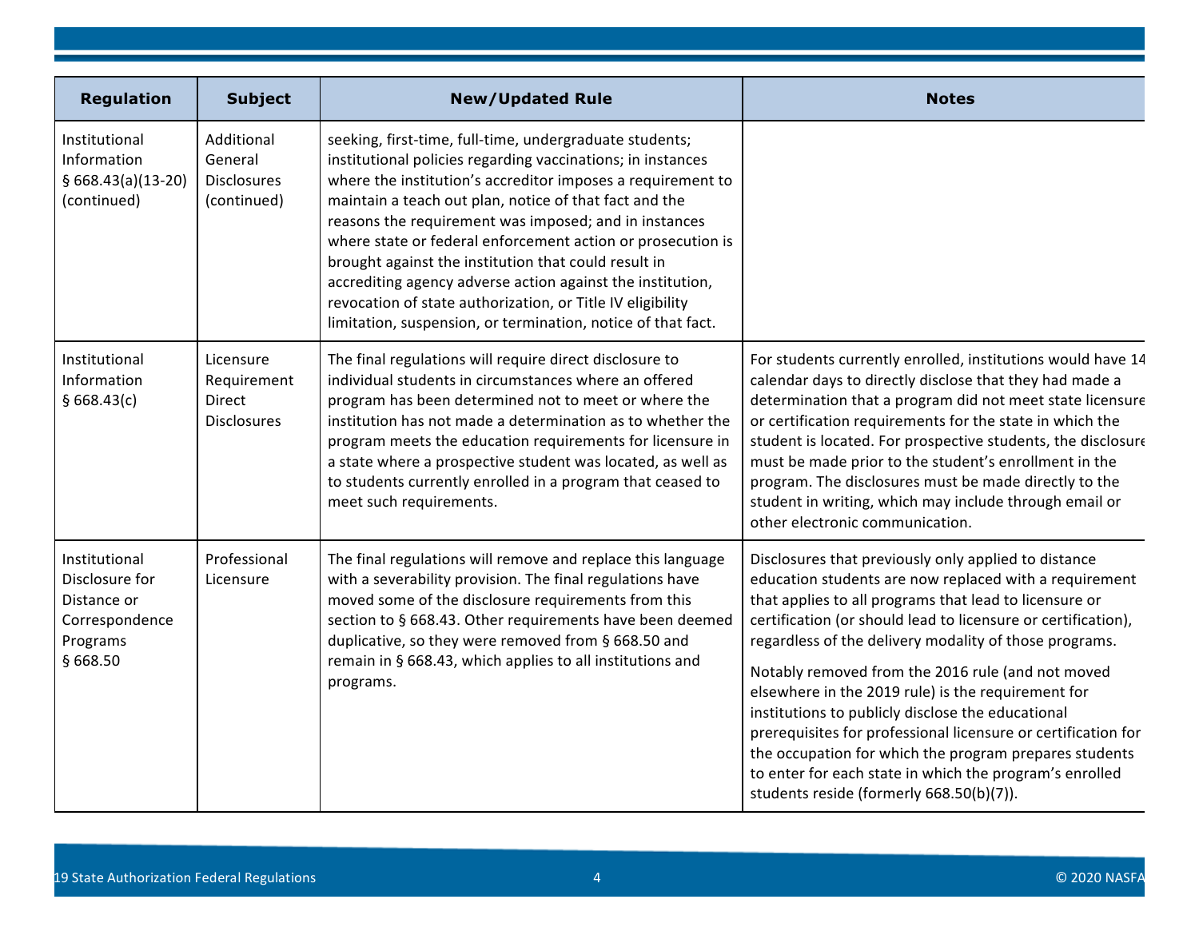| Regulation | Subject | New/Updated Rule | Notes |
|---|---|---|---|
| Institutional Information § 668.43(a)(13-20) (continued) | Additional General Disclosures (continued) | seeking, first-time, full-time, undergraduate students; institutional policies regarding vaccinations; in instances where the institution's accreditor imposes a requirement to maintain a teach out plan, notice of that fact and the reasons the requirement was imposed; and in instances where state or federal enforcement action or prosecution is brought against the institution that could result in accrediting agency adverse action against the institution, revocation of state authorization, or Title IV eligibility limitation, suspension, or termination, notice of that fact. | |
| Institutional Information § 668.43(c) | Licensure Requirement Direct Disclosures | The final regulations will require direct disclosure to individual students in circumstances where an offered program has been determined not to meet or where the institution has not made a determination as to whether the program meets the education requirements for licensure in a state where a prospective student was located, as well as to students currently enrolled in a program that ceased to meet such requirements. | For students currently enrolled, institutions would have 14 calendar days to directly disclose that they had made a determination that a program did not meet state licensure or certification requirements for the state in which the student is located. For prospective students, the disclosure must be made prior to the student's enrollment in the program. The disclosures must be made directly to the student in writing, which may include through email or other electronic communication. |
| Institutional Disclosure for Distance or Correspondence Programs § 668.50 | Professional Licensure | The final regulations will remove and replace this language with a severability provision. The final regulations have moved some of the disclosure requirements from this section to § 668.43. Other requirements have been deemed duplicative, so they were removed from § 668.50 and remain in § 668.43, which applies to all institutions and programs. | Disclosures that previously only applied to distance education students are now replaced with a requirement that applies to all programs that lead to licensure or certification (or should lead to licensure or certification), regardless of the delivery modality of those programs.<br><br>Notably removed from the 2016 rule (and not moved elsewhere in the 2019 rule) is the requirement for institutions to publicly disclose the educational prerequisites for professional licensure or certification for the occupation for which the program prepares students to enter for each state in which the program's enrolled students reside (formerly 668.50(b)(7)). |